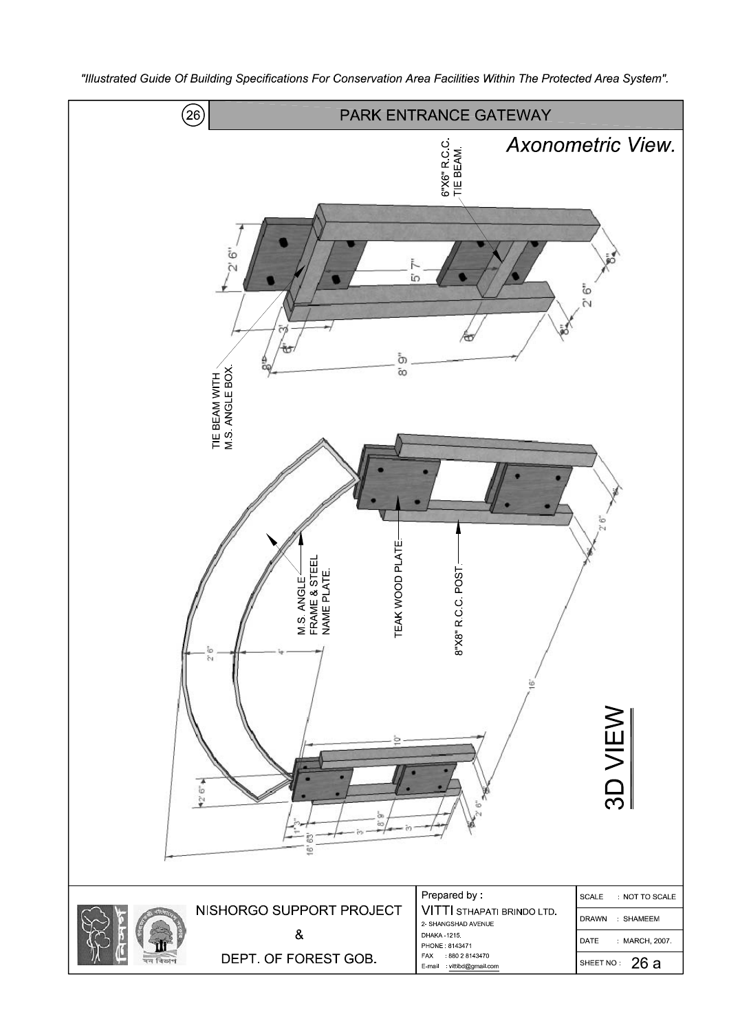"Illustrated Guide Of Building Specifications For Conservation Area Facilities Within The Protected Area System".

# (26) PARK ENTRANCE GATEWAY

*Axonometric View.*

6"X6" R.C.C. TIE BEAM.

TIE BEAM WITH M.S. ANGLE BOX.

2' 6"

5' 7"

3'

6"

8"

8' 9"

2' 6"

M.S. ANGLE FRAME & STEEL NAME PLATE.

TEAK WOOD PLATE.

8"X8" R.C.C. POST.

2' 6"

4'

10'

16'

1' 3"

3'

8' 9"

16' 6"

## 3D VIEW

| NISHORGO SUPPORT PROJECT & DEPT. OF FOREST GOB. | Prepared by : VITTI STHAPATI BRINDO LTD. 2- SHANGSHAD AVENUE DHAKA -1215. PHONE : 8143471 FAX : 880 2 8143470 E-mail : vittibd@gmail.com | SCALE : NOT TO SCALE |
|---|---|---|
| | | DRAWN : SHAMEEM |
| | | DATE : MARCH, 2007. |
| | | SHEET NO : 26 a |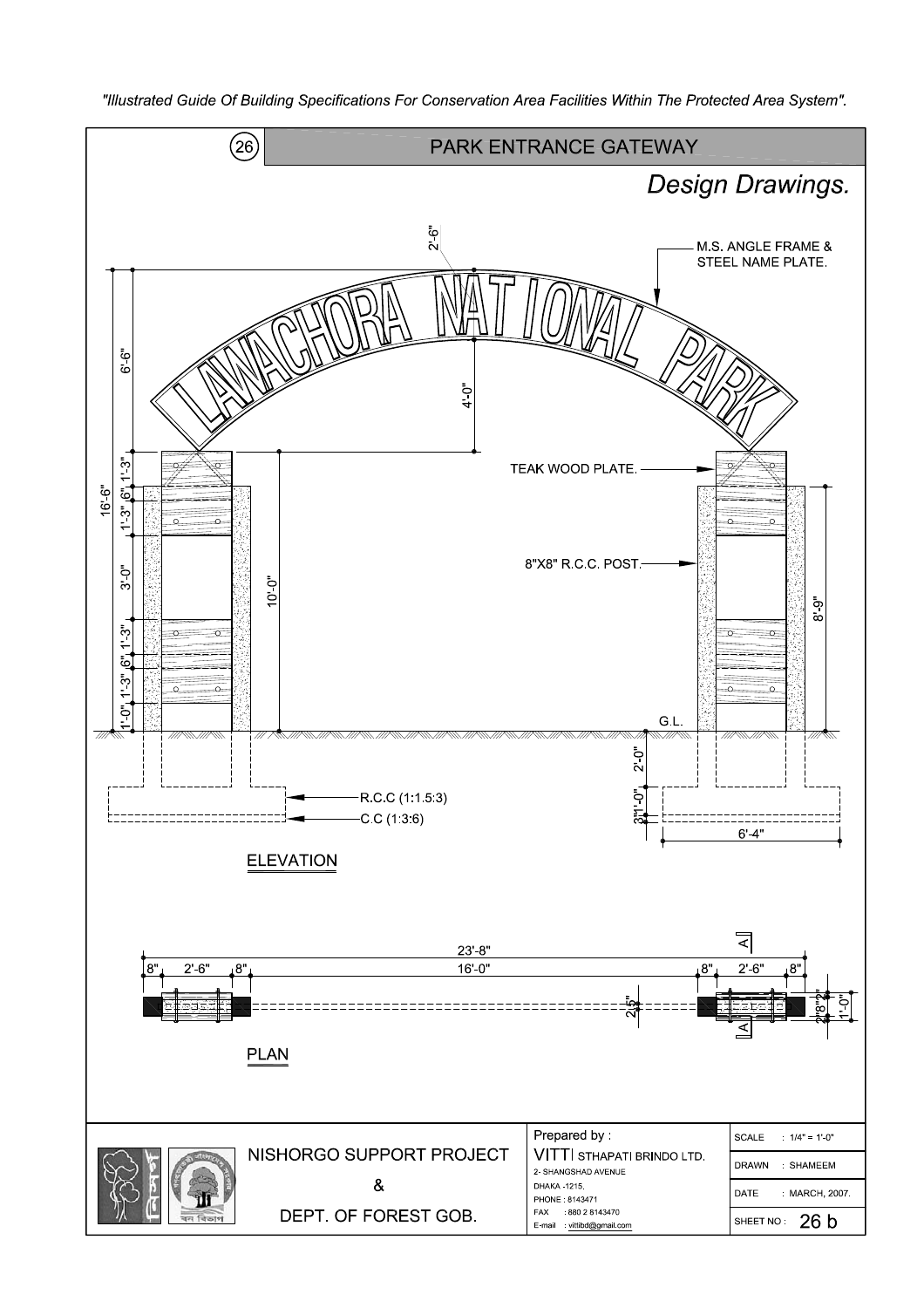## 26 PARK ENTRANCE GATEWAY

*Design Drawings.*

LAWACHORA NATIONAL PARK

M.S. ANGLE FRAME & STEEL NAME PLATE.

TEAK WOOD PLATE.

8"X8" R.C.C. POST.

R.C.C (1:1.5:3)

C.C (1:3:6)

G.L.

2'-6"   6'-6"   4'-0"   16'-6"   1'-3"   6"   1'-3"   3'-0"   10'-0"   1'-3"   6"   1'-3"   1'-0"   8'-9"   2'-0"   1'-0"   3"   6'-4"

ELEVATION

23'-8"

8"   2'-6"   8"   16'-0"   8"   2'-6"   8"

2.5"   2"   8"   2"   1'-0"

A   A

PLAN

NISHORGO SUPPORT PROJECT
&
DEPT. OF FOREST GOB.

Prepared by :
VITTI STHAPATI BRINDO LTD.
2- SHANGSHAD AVENUE
DHAKA -1215.
PHONE : 8143471
FAX : 880 2 8143470
E-mail : vitlibd@gmail.com

| | |
|---|---|
| SCALE | : 1/4" = 1'-0" |
| DRAWN | : SHAMEEM |
| DATE | : MARCH, 2007. |
| SHEET NO : | 26 b |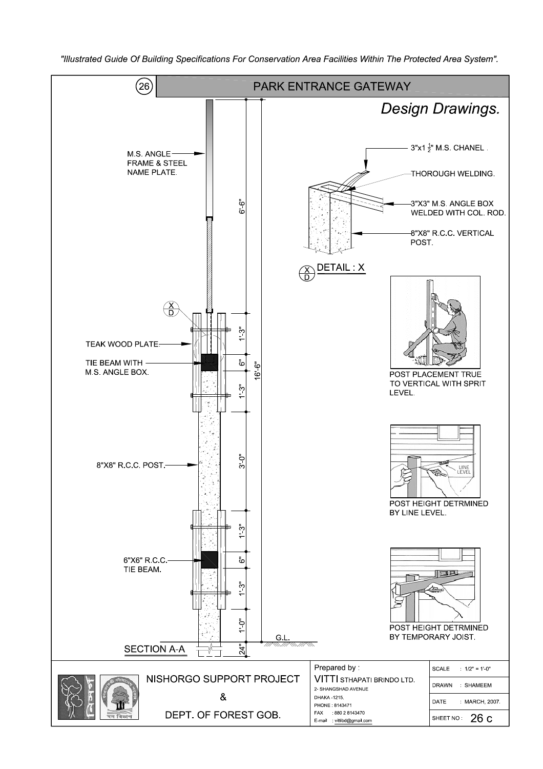"Illustrated Guide Of Building Specifications For Conservation Area Facilities Within The Protected Area System".

# 26 PARK ENTRANCE GATEWAY

## Design Drawings.

M.S. ANGLE FRAME & STEEL NAME PLATE.

TEAK WOOD PLATE.

TIE BEAM WITH M.S. ANGLE BOX.

8"X8" R.C.C. POST.

6"X6" R.C.C. TIE BEAM.

6'-6"

1'-3"

6"

16'-6"

1'-3"

3'-0"

1'-3"

6"

1'-3"

1'-0"

24"

G.L.

SECTION A-A

3"x1 $\frac{1}{2}$" M.S. CHANEL .

THOROUGH WELDING.

3"X3" M.S. ANGLE BOX WELDED WITH COL. ROD.

8"X8" R.C.C. VERTICAL POST.

X/D DETAIL : X

POST PLACEMENT TRUE TO VERTICAL WITH SPRIT LEVEL.

LINE LEVEL

POST HEIGHT DETRMINED BY LINE LEVEL.

POST HEIGHT DETRMINED BY TEMPORARY JOIST.

NISHORGO SUPPORT PROJECT

&

DEPT. OF FOREST GOB.

Prepared by :

VITTI STHAPATI BRINDO LTD.
2- SHANGSHAD AVENUE
DHAKA -1215.
PHONE : 8143471
FAX : 880 2 8143470
E-mail : vittibd@gmail.com

| | |
|---|---|
| SCALE | : 1/2" = 1'-0" |
| DRAWN | : SHAMEEM |
| DATE | : MARCH, 2007. |
| SHEET NO : | 26 c |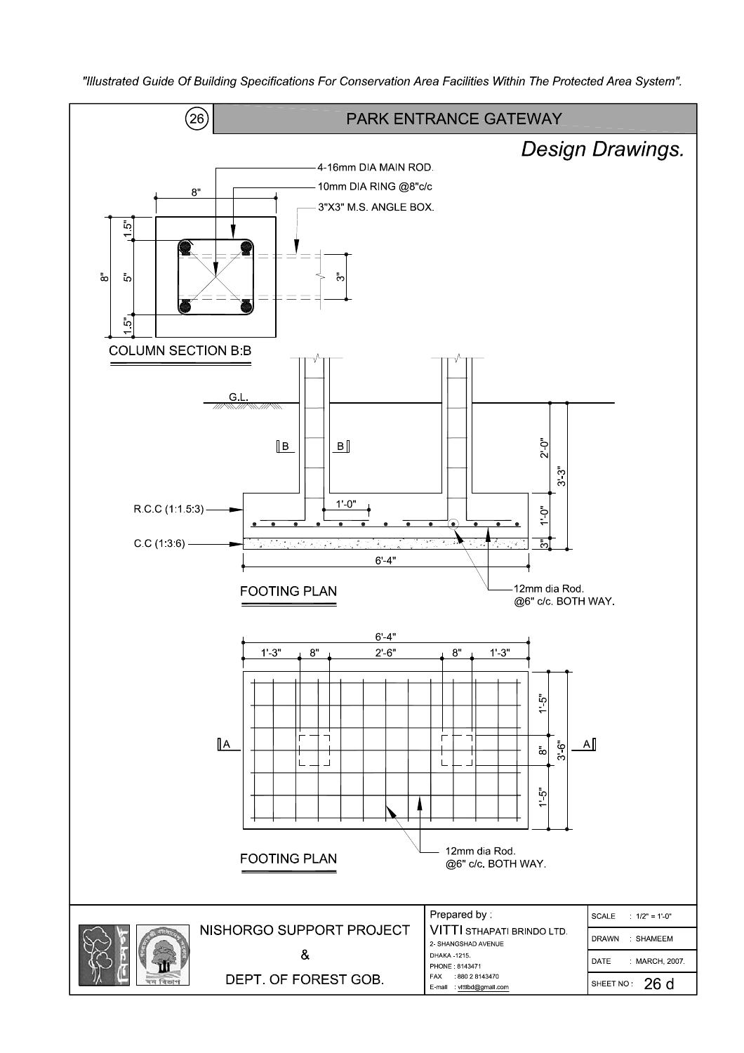# 26 PARK ENTRANCE GATEWAY

## *Design Drawings.*

4-16mm DIA MAIN ROD.

10mm DIA RING @8"c/c

3"X3" M.S. ANGLE BOX.

8"

1.5"

5"

3"

1.5"

8"

COLUMN SECTION B:B

G.L.

B B

2'-0"

3'-3"

1'-0"

R.C.C (1:1.5:3)

1'-0"

C.C (1:3:6)

3"

6'-4"

FOOTING PLAN

12mm dia Rod. @6" c/c. BOTH WAY.

6'-4"

1'-3" 8" 2'-6" 8" 1'-3"

1'-5"

A A

8"

3'-6"

1'-5"

FOOTING PLAN

12mm dia Rod. @6" c/c. BOTH WAY.

NISHORGO SUPPORT PROJECT

&

DEPT. OF FOREST GOB.

Prepared by :

VITTI STHAPATI BRINDO LTD.
2- SHANGSHAD AVENUE
DHAKA -1215.
PHONE : 8143471
FAX : 880 2 8143470
E-mail : vittibd@gmail.com

| | |
|---|---|
| SCALE | : 1/2" = 1'-0" |
| DRAWN | : SHAMEEM |
| DATE | : MARCH, 2007. |
| SHEET NO : | 26 d |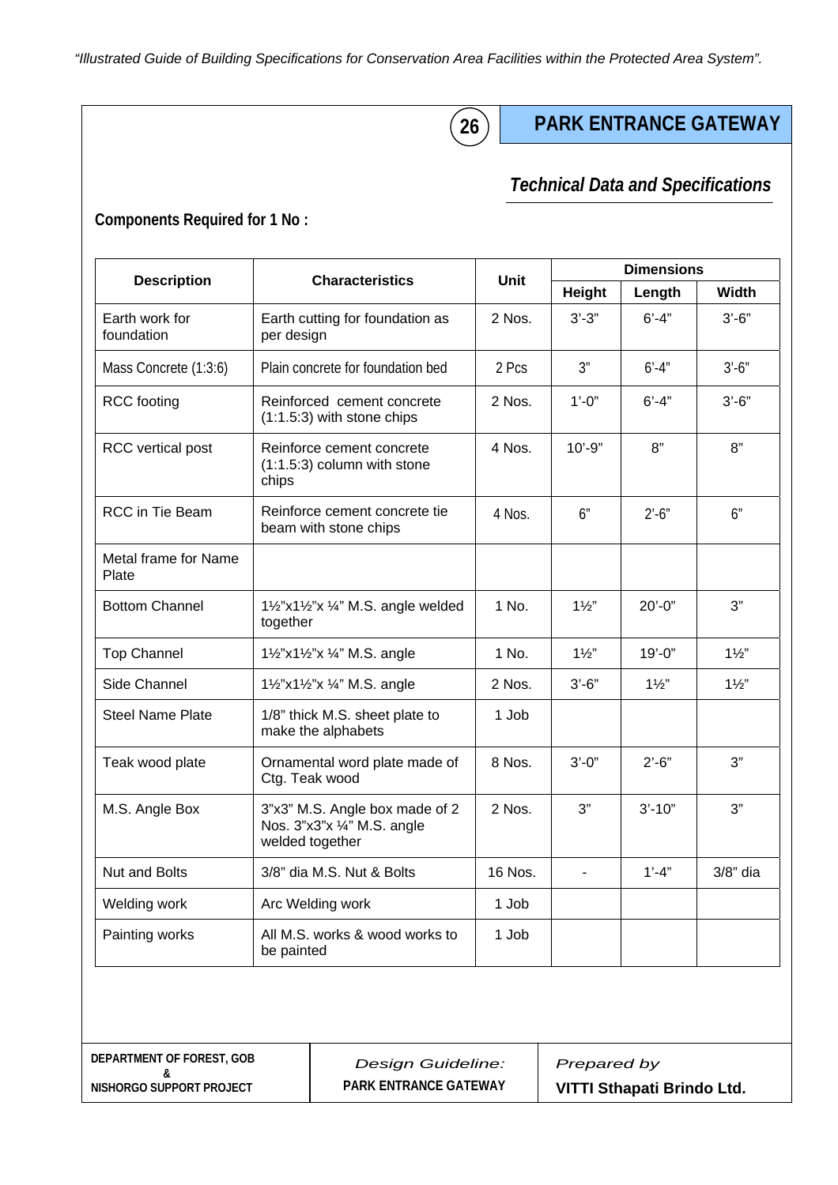## 26 PARK ENTRANCE GATEWAY

### *Technical Data and Specifications*

**Components Required for 1 No :**

| Description | Characteristics | Unit | Dimensions | | |
|---|---|---|---|---|---|
| | | | Height | Length | Width |
| Earth work for foundation | Earth cutting for foundation as per design | 2 Nos. | 3'-3" | 6'-4" | 3'-6" |
| Mass Concrete (1:3:6) | Plain concrete for foundation bed | 2 Pcs | 3" | 6'-4" | 3'-6" |
| RCC footing | Reinforced cement concrete (1:1.5:3) with stone chips | 2 Nos. | 1'-0" | 6'-4" | 3'-6" |
| RCC vertical post | Reinforce cement concrete (1:1.5:3) column with stone chips | 4 Nos. | 10'-9" | 8" | 8" |
| RCC in Tie Beam | Reinforce cement concrete tie beam with stone chips | 4 Nos. | 6" | 2'-6" | 6" |
| Metal frame for Name Plate | | | | | |
| Bottom Channel | 1½"x1½"x ¼" M.S. angle welded together | 1 No. | 1½" | 20'-0" | 3" |
| Top Channel | 1½"x1½"x ¼" M.S. angle | 1 No. | 1½" | 19'-0" | 1½" |
| Side Channel | 1½"x1½"x ¼" M.S. angle | 2 Nos. | 3'-6" | 1½" | 1½" |
| Steel Name Plate | 1/8" thick M.S. sheet plate to make the alphabets | 1 Job | | | |
| Teak wood plate | Ornamental word plate made of Ctg. Teak wood | 8 Nos. | 3'-0" | 2'-6" | 3" |
| M.S. Angle Box | 3"x3" M.S. Angle box made of 2 Nos. 3"x3"x ¼" M.S. angle welded together | 2 Nos. | 3" | 3'-10" | 3" |
| Nut and Bolts | 3/8" dia M.S. Nut & Bolts | 16 Nos. | - | 1'-4" | 3/8" dia |
| Welding work | Arc Welding work | 1 Job | | | |
| Painting works | All M.S. works & wood works to be painted | 1 Job | | | |

| DEPARTMENT OF FOREST, GOB & NISHORGO SUPPORT PROJECT | *Design Guideline:* PARK ENTRANCE GATEWAY | *Prepared by* **VITTI Sthapati Brindo Ltd.** |
|---|---|---|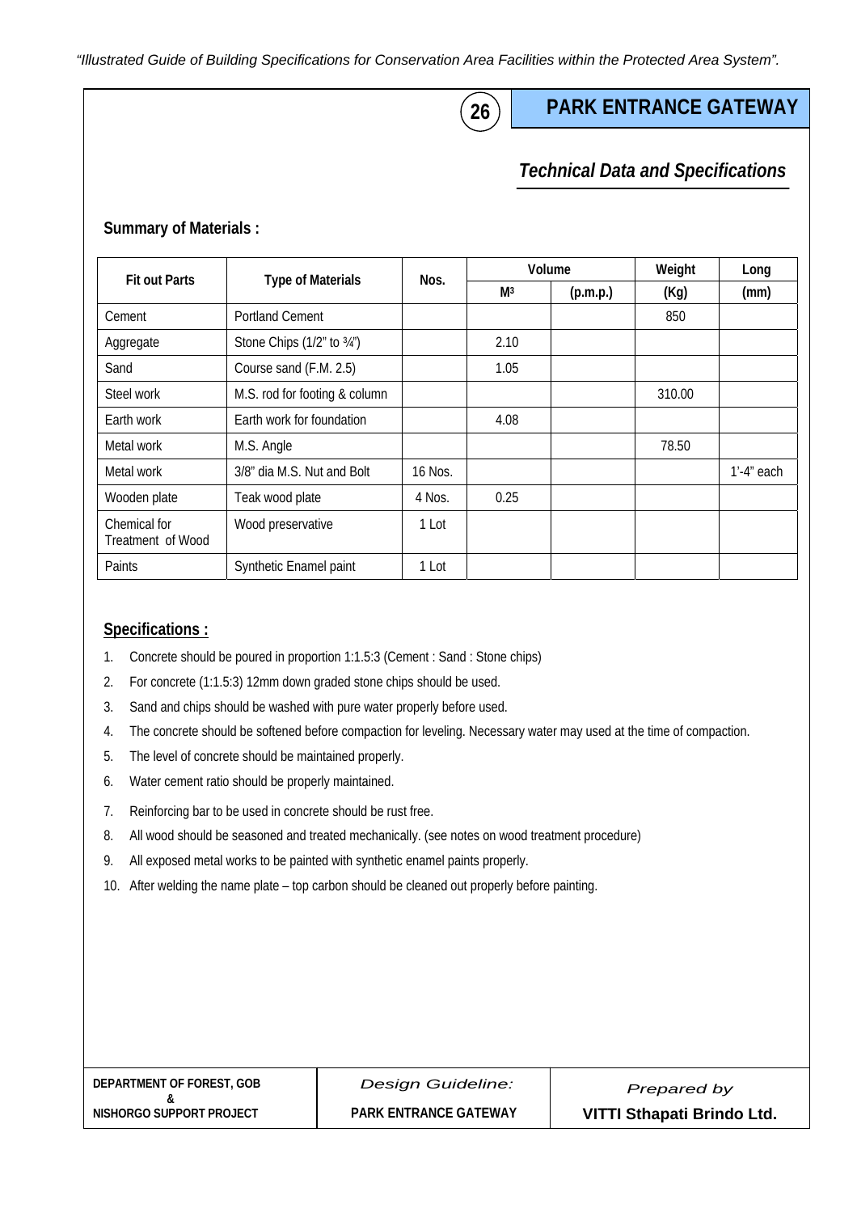## 26 PARK ENTRANCE GATEWAY

### *Technical Data and Specifications*

**Summary of Materials :**

| Fit out Parts | Type of Materials | Nos. | Volume | | Weight | Long |
|---|---|---|---|---|---|---|
| | | | M³ | (p.m.p.) | (Kg) | (mm) |
| Cement | Portland Cement | | | | 850 | |
| Aggregate | Stone Chips (1/2" to ¾") | | 2.10 | | | |
| Sand | Course sand (F.M. 2.5) | | 1.05 | | | |
| Steel work | M.S. rod for footing & column | | | | 310.00 | |
| Earth work | Earth work for foundation | | 4.08 | | | |
| Metal work | M.S. Angle | | | | 78.50 | |
| Metal work | 3/8" dia M.S. Nut and Bolt | 16 Nos. | | | | 1'-4" each |
| Wooden plate | Teak wood plate | 4 Nos. | 0.25 | | | |
| Chemical for Treatment of Wood | Wood preservative | 1 Lot | | | | |
| Paints | Synthetic Enamel paint | 1 Lot | | | | |

**Specifications :**

1. Concrete should be poured in proportion 1:1.5:3 (Cement : Sand : Stone chips)
2. For concrete (1:1.5:3) 12mm down graded stone chips should be used.
3. Sand and chips should be washed with pure water properly before used.
4. The concrete should be softened before compaction for leveling. Necessary water may used at the time of compaction.
5. The level of concrete should be maintained properly.
6. Water cement ratio should be properly maintained.
7. Reinforcing bar to be used in concrete should be rust free.
8. All wood should be seasoned and treated mechanically. (see notes on wood treatment procedure)
9. All exposed metal works to be painted with synthetic enamel paints properly.
10. After welding the name plate – top carbon should be cleaned out properly before painting.

| | | |
|---|---|---|
| DEPARTMENT OF FOREST, GOB & NISHORGO SUPPORT PROJECT | *Design Guideline:* PARK ENTRANCE GATEWAY | *Prepared by* **VITTI Sthapati Brindo Ltd.** |